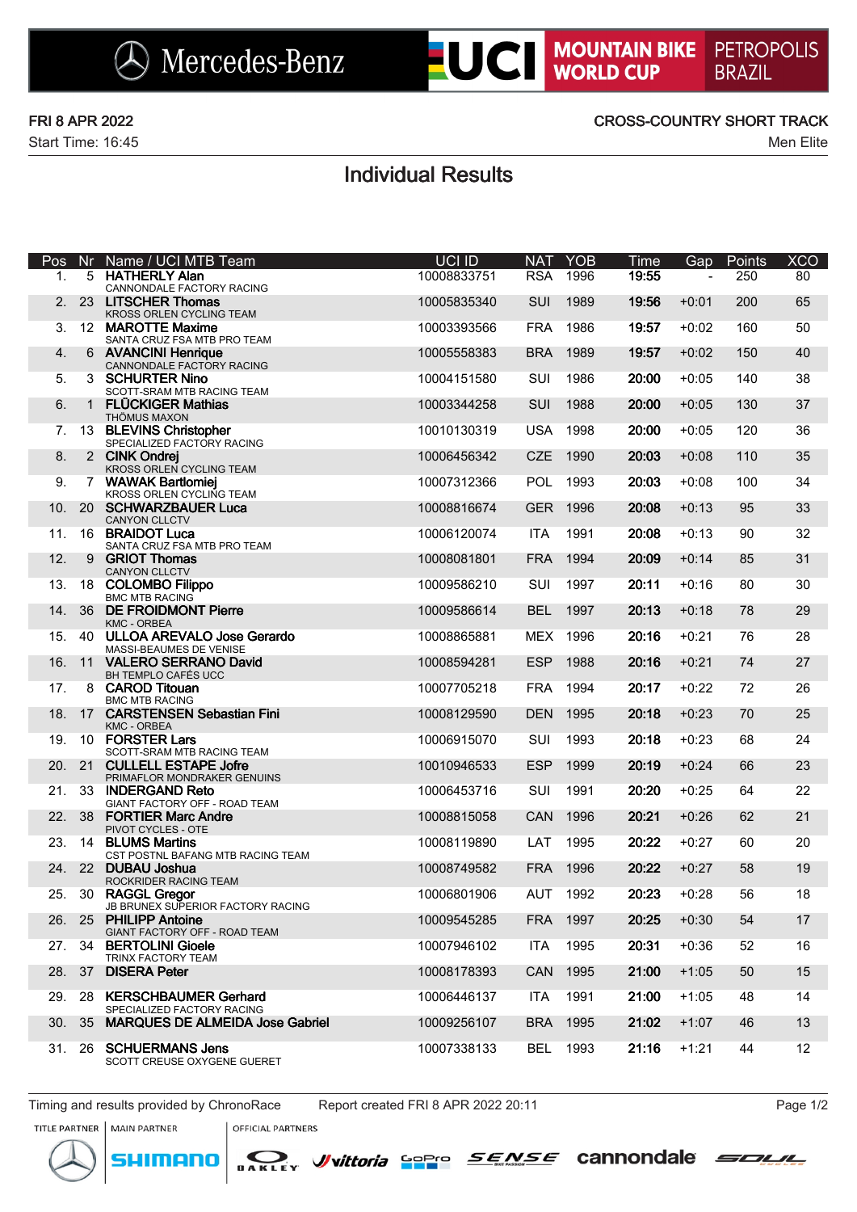Mercedes-Benz | UCI MOUNTAIN BIKE WORLD CUP | PETROPOLIS BRAZIL

FRI 8 APR 2022

Start Time: 16:45

CROSS-COUNTRY SHORT TRACK

Men Elite

# Individual Results

| Pos | Nr | Name / UCI MTB Team | UCI ID | NAT | YOB | Time | Gap | Points | XCO |
|---|---|---|---|---|---|---|---|---|---|
| 1. | 5 | **HATHERLY Alan**<br>CANNONDALE FACTORY RACING | 10008833751 | RSA | 1996 | **19:55** | - | 250 | 80 |
| 2. | 23 | **LITSCHER Thomas**<br>KROSS ORLEN CYCLING TEAM | 10005835340 | SUI | 1989 | **19:56** | +0:01 | 200 | 65 |
| 3. | 12 | **MAROTTE Maxime**<br>SANTA CRUZ FSA MTB PRO TEAM | 10003393566 | FRA | 1986 | **19:57** | +0:02 | 160 | 50 |
| 4. | 6 | **AVANCINI Henrique**<br>CANNONDALE FACTORY RACING | 10005558383 | BRA | 1989 | **19:57** | +0:02 | 150 | 40 |
| 5. | 3 | **SCHURTER Nino**<br>SCOTT-SRAM MTB RACING TEAM | 10004151580 | SUI | 1986 | **20:00** | +0:05 | 140 | 38 |
| 6. | 1 | **FLÜCKIGER Mathias**<br>THÖMUS MAXON | 10003344258 | SUI | 1988 | **20:00** | +0:05 | 130 | 37 |
| 7. | 13 | **BLEVINS Christopher**<br>SPECIALIZED FACTORY RACING | 10010130319 | USA | 1998 | **20:00** | +0:05 | 120 | 36 |
| 8. | 2 | **CINK Ondrej**<br>KROSS ORLEN CYCLING TEAM | 10006456342 | CZE | 1990 | **20:03** | +0:08 | 110 | 35 |
| 9. | 7 | **WAWAK Bartlomiej**<br>KROSS ORLEN CYCLING TEAM | 10007312366 | POL | 1993 | **20:03** | +0:08 | 100 | 34 |
| 10. | 20 | **SCHWARZBAUER Luca**<br>CANYON CLLCTV | 10008816674 | GER | 1996 | **20:08** | +0:13 | 95 | 33 |
| 11. | 16 | **BRAIDOT Luca**<br>SANTA CRUZ FSA MTB PRO TEAM | 10006120074 | ITA | 1991 | **20:08** | +0:13 | 90 | 32 |
| 12. | 9 | **GRIOT Thomas**<br>CANYON CLLCTV | 10008081801 | FRA | 1994 | **20:09** | +0:14 | 85 | 31 |
| 13. | 18 | **COLOMBO Filippo**<br>BMC MTB RACING | 10009586210 | SUI | 1997 | **20:11** | +0:16 | 80 | 30 |
| 14. | 36 | **DE FROIDMONT Pierre**<br>KMC - ORBEA | 10009586614 | BEL | 1997 | **20:13** | +0:18 | 78 | 29 |
| 15. | 40 | **ULLOA AREVALO Jose Gerardo**<br>MASSI-BEAUMES DE VENISE | 10008865881 | MEX | 1996 | **20:16** | +0:21 | 76 | 28 |
| 16. | 11 | **VALERO SERRANO David**<br>BH TEMPLO CAFÉS UCC | 10008594281 | ESP | 1988 | **20:16** | +0:21 | 74 | 27 |
| 17. | 8 | **CAROD Titouan**<br>BMC MTB RACING | 10007705218 | FRA | 1994 | **20:17** | +0:22 | 72 | 26 |
| 18. | 17 | **CARSTENSEN Sebastian Fini**<br>KMC - ORBEA | 10008129590 | DEN | 1995 | **20:18** | +0:23 | 70 | 25 |
| 19. | 10 | **FORSTER Lars**<br>SCOTT-SRAM MTB RACING TEAM | 10006915070 | SUI | 1993 | **20:18** | +0:23 | 68 | 24 |
| 20. | 21 | **CULLELL ESTAPE Jofre**<br>PRIMAFLOR MONDRAKER GENUINS | 10010946533 | ESP | 1999 | **20:19** | +0:24 | 66 | 23 |
| 21. | 33 | **INDERGAND Reto**<br>GIANT FACTORY OFF - ROAD TEAM | 10006453716 | SUI | 1991 | **20:20** | +0:25 | 64 | 22 |
| 22. | 38 | **FORTIER Marc Andre**<br>PIVOT CYCLES - OTE | 10008815058 | CAN | 1996 | **20:21** | +0:26 | 62 | 21 |
| 23. | 14 | **BLUMS Martins**<br>CST POSTNL BAFANG MTB RACING TEAM | 10008119890 | LAT | 1995 | **20:22** | +0:27 | 60 | 20 |
| 24. | 22 | **DUBAU Joshua**<br>ROCKRIDER RACING TEAM | 10008749582 | FRA | 1996 | **20:22** | +0:27 | 58 | 19 |
| 25. | 30 | **RAGGL Gregor**<br>JB BRUNEX SUPERIOR FACTORY RACING | 10006801906 | AUT | 1992 | **20:23** | +0:28 | 56 | 18 |
| 26. | 25 | **PHILIPP Antoine**<br>GIANT FACTORY OFF - ROAD TEAM | 10009545285 | FRA | 1997 | **20:25** | +0:30 | 54 | 17 |
| 27. | 34 | **BERTOLINI Gioele**<br>TRINX FACTORY TEAM | 10007946102 | ITA | 1995 | **20:31** | +0:36 | 52 | 16 |
| 28. | 37 | **DISERA Peter** | 10008178393 | CAN | 1995 | **21:00** | +1:05 | 50 | 15 |
| 29. | 28 | **KERSCHBAUMER Gerhard**<br>SPECIALIZED FACTORY RACING | 10006446137 | ITA | 1991 | **21:00** | +1:05 | 48 | 14 |
| 30. | 35 | **MARQUES DE ALMEIDA Jose Gabriel** | 10009256107 | BRA | 1995 | **21:02** | +1:07 | 46 | 13 |
| 31. | 26 | **SCHUERMANS Jens**<br>SCOTT CREUSE OXYGENE GUERET | 10007338133 | BEL | 1993 | **21:16** | +1:21 | 44 | 12 |

Timing and results provided by ChronoRace    Report created FRI 8 APR 2022 20:11

TITLE PARTNER | MAIN PARTNER | OFFICIAL PARTNERS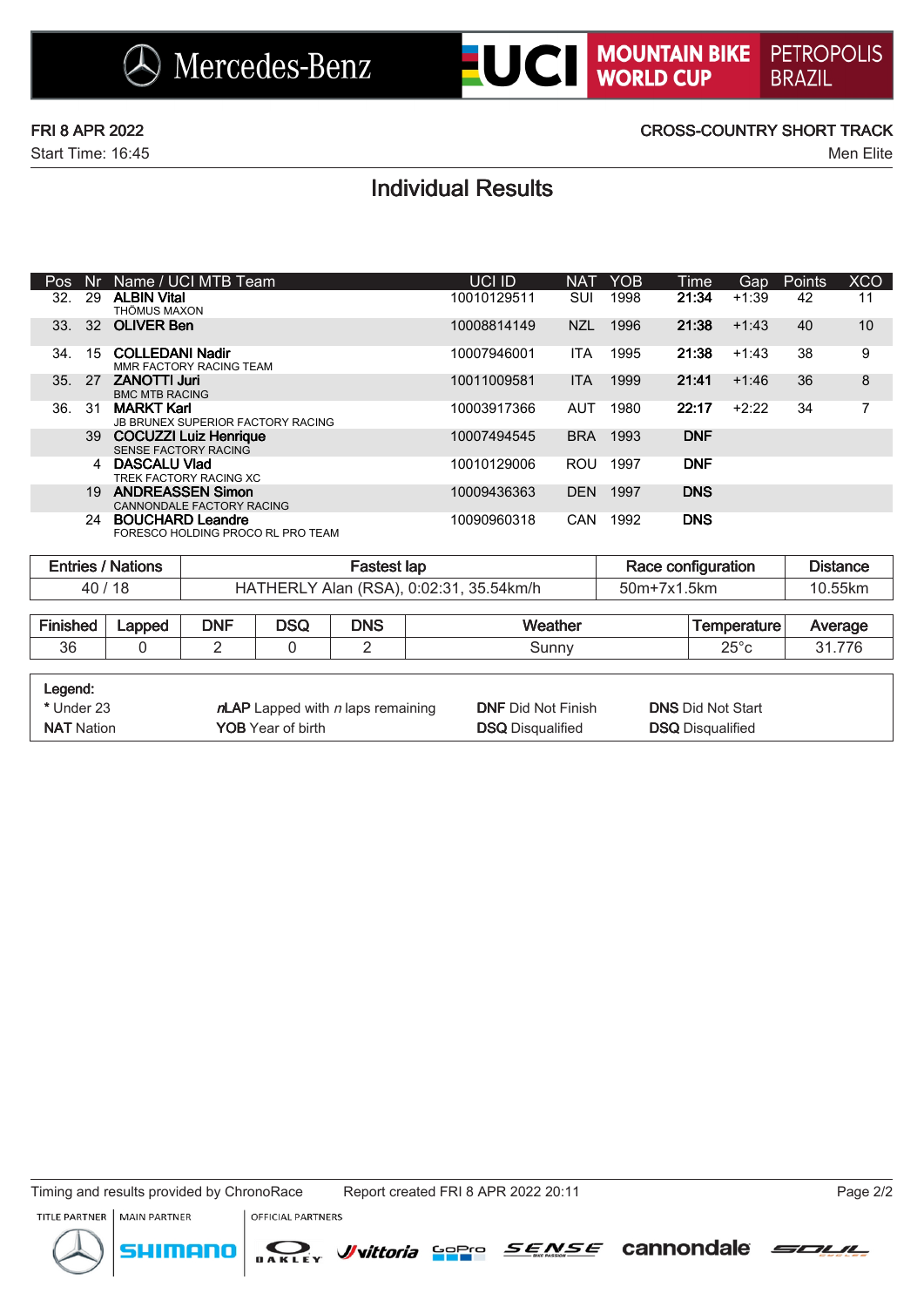Mercedes-Benz UCI MOUNTAIN BIKE WORLD CUP PETROPOLIS BRAZIL

FRI 8 APR 2022 — CROSS-COUNTRY SHORT TRACK

Start Time: 16:45 — Men Elite

# Individual Results

| Pos | Nr | Name / UCI MTB Team | UCI ID | NAT | YOB | Time | Gap | Points | XCO |
|---|---|---|---|---|---|---|---|---|---|
| 32. | 29 | **ALBIN Vital**<br>THÖMUS MAXON | 10010129511 | SUI | 1998 | **21:34** | +1:39 | 42 | 11 |
| 33. | 32 | **OLIVER Ben** | 10008814149 | NZL | 1996 | **21:38** | +1:43 | 40 | 10 |
| 34. | 15 | **COLLEDANI Nadir**<br>MMR FACTORY RACING TEAM | 10007946001 | ITA | 1995 | **21:38** | +1:43 | 38 | 9 |
| 35. | 27 | **ZANOTTI Juri**<br>BMC MTB RACING | 10011009581 | ITA | 1999 | **21:41** | +1:46 | 36 | 8 |
| 36. | 31 | **MARKT Karl**<br>JB BRUNEX SUPERIOR FACTORY RACING | 10003917366 | AUT | 1980 | **22:17** | +2:22 | 34 | 7 |
| | 39 | **COCUZZI Luiz Henrique**<br>SENSE FACTORY RACING | 10007494545 | BRA | 1993 | **DNF** | | | |
| | 4 | **DASCALU Vlad**<br>TREK FACTORY RACING XC | 10010129006 | ROU | 1997 | **DNF** | | | |
| | 19 | **ANDREASSEN Simon**<br>CANNONDALE FACTORY RACING | 10009436363 | DEN | 1997 | **DNS** | | | |
| | 24 | **BOUCHARD Leandre**<br>FORESCO HOLDING PROCO RL PRO TEAM | 10090960318 | CAN | 1992 | **DNS** | | | |

| Entries / Nations | Fastest lap | Race configuration | Distance |
|---|---|---|---|
| 40 / 18 | HATHERLY Alan (RSA), 0:02:31, 35.54km/h | 50m+7x1.5km | 10.55km |

| Finished | Lapped | DNF | DSQ | DNS | Weather | Temperature | Average |
|---|---|---|---|---|---|---|---|
| 36 | 0 | 2 | 0 | 2 | Sunny | 25°c | 31.776 |

**Legend:**

- \* Under 23
- **NAT** Nation
- ***n*LAP** Lapped with *n* laps remaining
- **YOB** Year of birth
- **DNF** Did Not Finish
- **DSQ** Disqualified
- **DNS** Did Not Start
- **DSQ** Disqualified

Timing and results provided by ChronoRace — Report created FRI 8 APR 2022 20:11

TITLE PARTNER — MAIN PARTNER — OFFICIAL PARTNERS